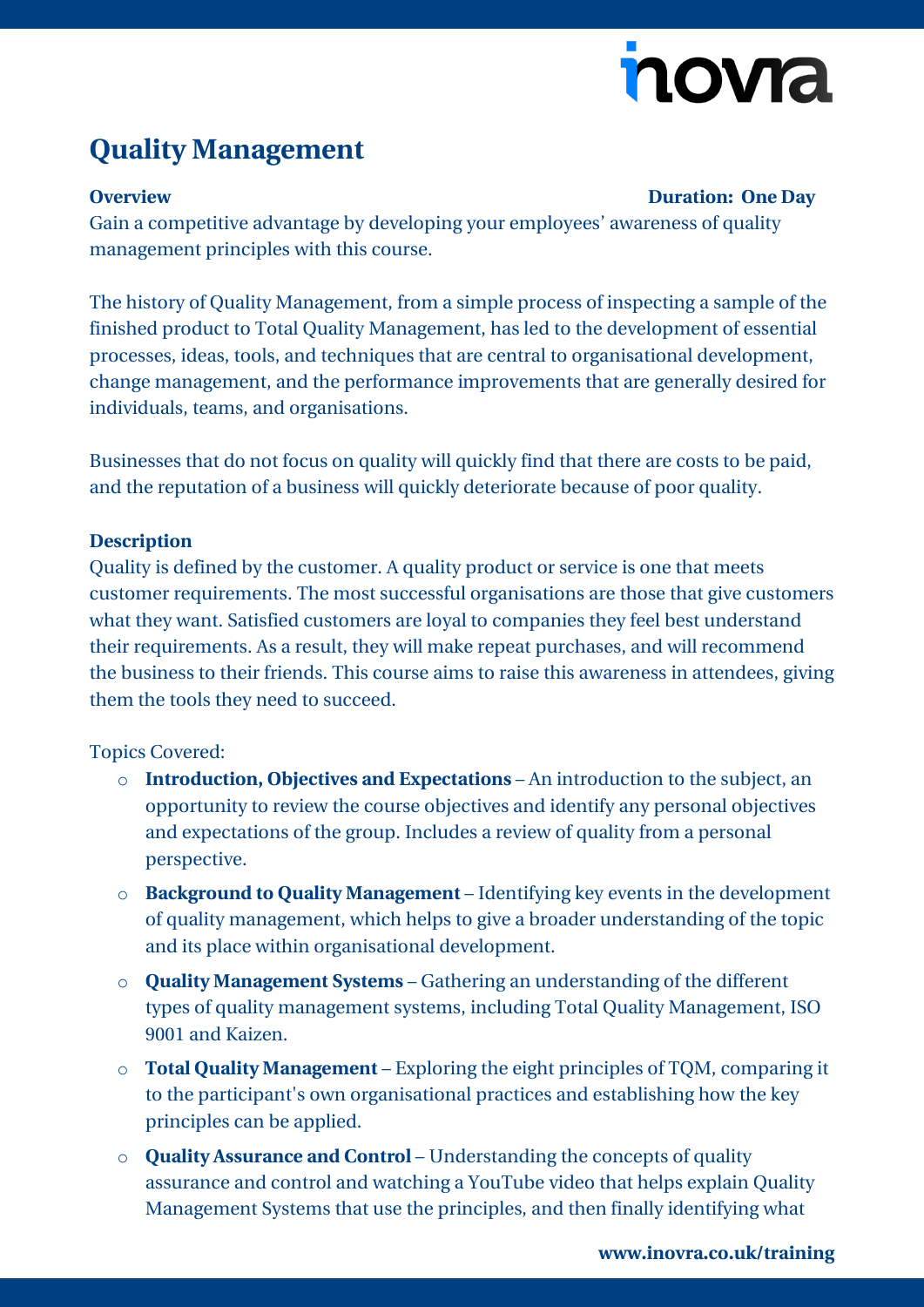# Quality Management

**Overview** **Duration: One Day**

Gain a competitive advantage by developing your employees' awareness of quality management principles with this course.

The history of Quality Management, from a simple process of inspecting a sample of the finished product to Total Quality Management, has led to the development of essential processes, ideas, tools, and techniques that are central to organisational development, change management, and the performance improvements that are generally desired for individuals, teams, and organisations.

Businesses that do not focus on quality will quickly find that there are costs to be paid, and the reputation of a business will quickly deteriorate because of poor quality.

**Description**

Quality is defined by the customer. A quality product or service is one that meets customer requirements. The most successful organisations are those that give customers what they want. Satisfied customers are loyal to companies they feel best understand their requirements. As a result, they will make repeat purchases, and will recommend the business to their friends. This course aims to raise this awareness in attendees, giving them the tools they need to succeed.

Topics Covered:

- **Introduction, Objectives and Expectations** – An introduction to the subject, an opportunity to review the course objectives and identify any personal objectives and expectations of the group. Includes a review of quality from a personal perspective.
- **Background to Quality Management** – Identifying key events in the development of quality management, which helps to give a broader understanding of the topic and its place within organisational development.
- **Quality Management Systems** – Gathering an understanding of the different types of quality management systems, including Total Quality Management, ISO 9001 and Kaizen.
- **Total Quality Management** – Exploring the eight principles of TQM, comparing it to the participant's own organisational practices and establishing how the key principles can be applied.
- **Quality Assurance and Control** – Understanding the concepts of quality assurance and control and watching a YouTube video that helps explain Quality Management Systems that use the principles, and then finally identifying what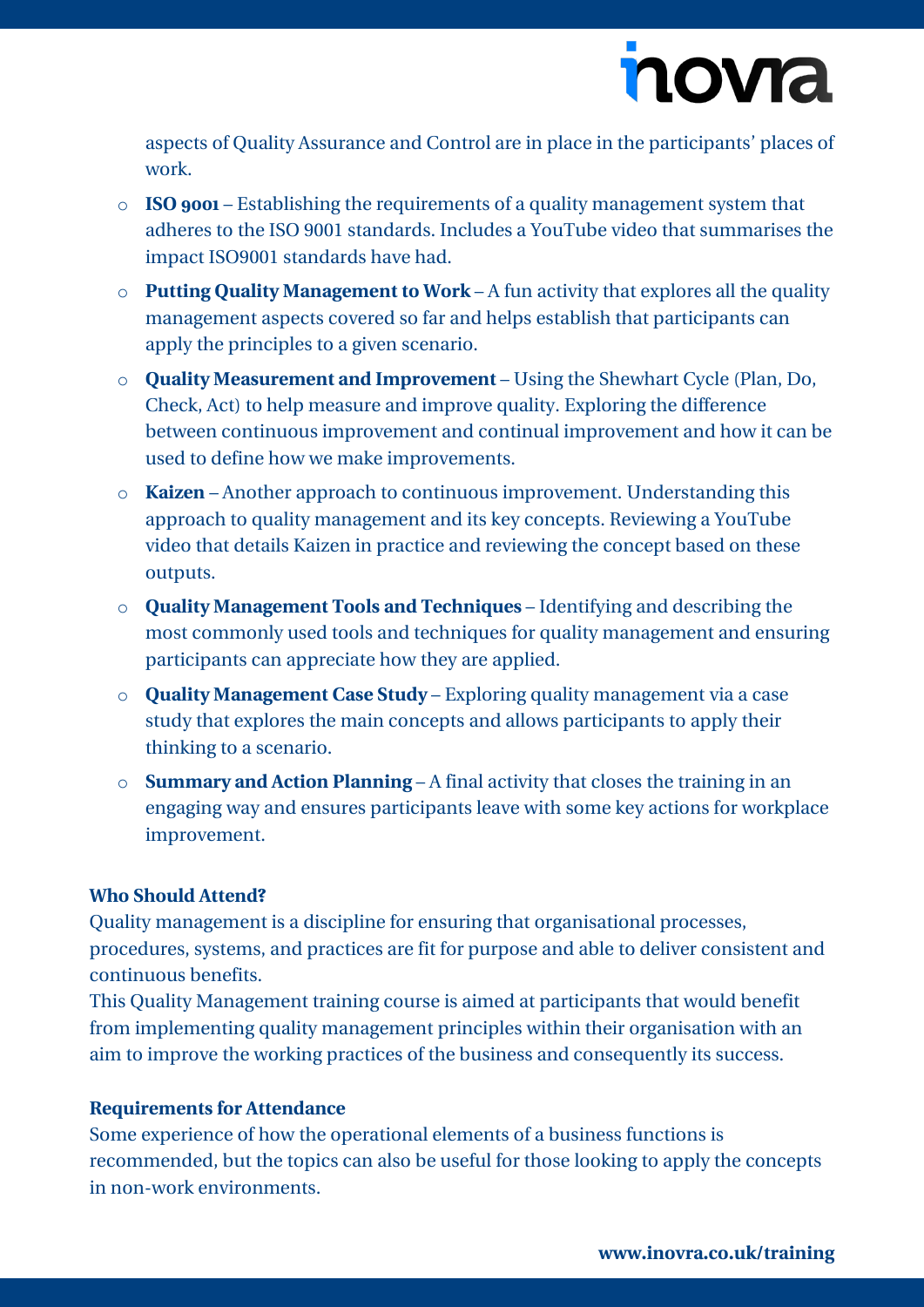aspects of Quality Assurance and Control are in place in the participants' places of work.

- **ISO 9001** – Establishing the requirements of a quality management system that adheres to the ISO 9001 standards. Includes a YouTube video that summarises the impact ISO9001 standards have had.
- **Putting Quality Management to Work** – A fun activity that explores all the quality management aspects covered so far and helps establish that participants can apply the principles to a given scenario.
- **Quality Measurement and Improvement** – Using the Shewhart Cycle (Plan, Do, Check, Act) to help measure and improve quality. Exploring the difference between continuous improvement and continual improvement and how it can be used to define how we make improvements.
- **Kaizen** – Another approach to continuous improvement. Understanding this approach to quality management and its key concepts. Reviewing a YouTube video that details Kaizen in practice and reviewing the concept based on these outputs.
- **Quality Management Tools and Techniques** – Identifying and describing the most commonly used tools and techniques for quality management and ensuring participants can appreciate how they are applied.
- **Quality Management Case Study** – Exploring quality management via a case study that explores the main concepts and allows participants to apply their thinking to a scenario.
- **Summary and Action Planning** – A final activity that closes the training in an engaging way and ensures participants leave with some key actions for workplace improvement.

**Who Should Attend?**

Quality management is a discipline for ensuring that organisational processes, procedures, systems, and practices are fit for purpose and able to deliver consistent and continuous benefits.

This Quality Management training course is aimed at participants that would benefit from implementing quality management principles within their organisation with an aim to improve the working practices of the business and consequently its success.

**Requirements for Attendance**

Some experience of how the operational elements of a business functions is recommended, but the topics can also be useful for those looking to apply the concepts in non-work environments.

**www.inovra.co.uk/training**